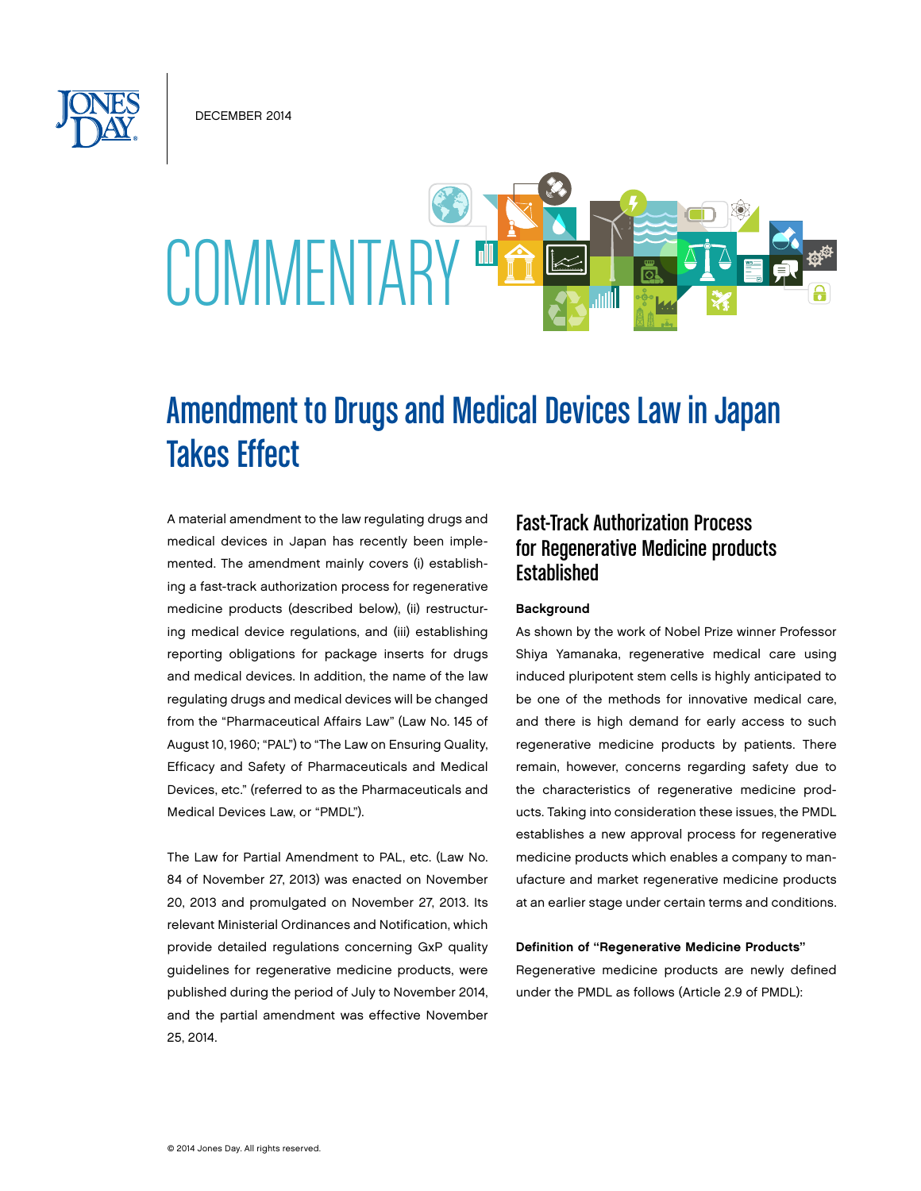DECEMBER 2014

# COMMENTARY

# Amendment to Drugs and Medical Devices Law in Japan Takes Effect

A material amendment to the law regulating drugs and medical devices in Japan has recently been implemented. The amendment mainly covers (i) establishing a fast-track authorization process for regenerative medicine products (described below), (ii) restructuring medical device regulations, and (iii) establishing reporting obligations for package inserts for drugs and medical devices. In addition, the name of the law regulating drugs and medical devices will be changed from the "Pharmaceutical Affairs Law" (Law No. 145 of August 10, 1960; "PAL") to "The Law on Ensuring Quality, Efficacy and Safety of Pharmaceuticals and Medical Devices, etc." (referred to as the Pharmaceuticals and Medical Devices Law, or "PMDL").

The Law for Partial Amendment to PAL, etc. (Law No. 84 of November 27, 2013) was enacted on November 20, 2013 and promulgated on November 27, 2013. Its relevant Ministerial Ordinances and Notification, which provide detailed regulations concerning GxP quality guidelines for regenerative medicine products, were published during the period of July to November 2014, and the partial amendment was effective November 25, 2014.

## Fast-Track Authorization Process for Regenerative Medicine products Established

**Background**

As shown by the work of Nobel Prize winner Professor Shiya Yamanaka, regenerative medical care using induced pluripotent stem cells is highly anticipated to be one of the methods for innovative medical care, and there is high demand for early access to such regenerative medicine products by patients. There remain, however, concerns regarding safety due to the characteristics of regenerative medicine products. Taking into consideration these issues, the PMDL establishes a new approval process for regenerative medicine products which enables a company to manufacture and market regenerative medicine products at an earlier stage under certain terms and conditions.

**Definition of "Regenerative Medicine Products"**

Regenerative medicine products are newly defined under the PMDL as follows (Article 2.9 of PMDL):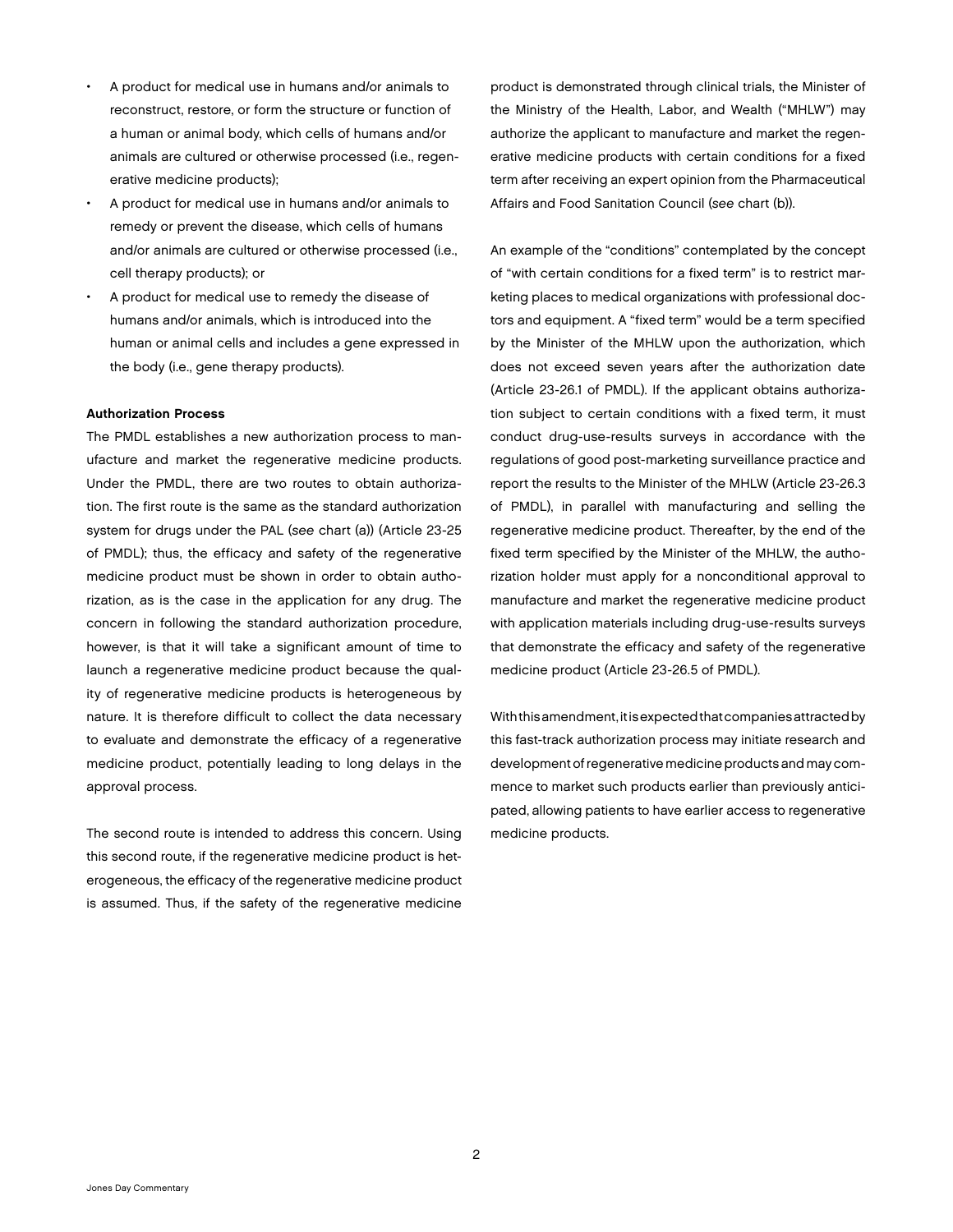- A product for medical use in humans and/or animals to reconstruct, restore, or form the structure or function of a human or animal body, which cells of humans and/or animals are cultured or otherwise processed (i.e., regenerative medicine products);
- A product for medical use in humans and/or animals to remedy or prevent the disease, which cells of humans and/or animals are cultured or otherwise processed (i.e., cell therapy products); or
- A product for medical use to remedy the disease of humans and/or animals, which is introduced into the human or animal cells and includes a gene expressed in the body (i.e., gene therapy products).

**Authorization Process**

The PMDL establishes a new authorization process to manufacture and market the regenerative medicine products. Under the PMDL, there are two routes to obtain authorization. The first route is the same as the standard authorization system for drugs under the PAL (*see* chart (a)) (Article 23-25 of PMDL); thus, the efficacy and safety of the regenerative medicine product must be shown in order to obtain authorization, as is the case in the application for any drug. The concern in following the standard authorization procedure, however, is that it will take a significant amount of time to launch a regenerative medicine product because the quality of regenerative medicine products is heterogeneous by nature. It is therefore difficult to collect the data necessary to evaluate and demonstrate the efficacy of a regenerative medicine product, potentially leading to long delays in the approval process.

The second route is intended to address this concern. Using this second route, if the regenerative medicine product is heterogeneous, the efficacy of the regenerative medicine product is assumed. Thus, if the safety of the regenerative medicine product is demonstrated through clinical trials, the Minister of the Ministry of the Health, Labor, and Wealth ("MHLW") may authorize the applicant to manufacture and market the regenerative medicine products with certain conditions for a fixed term after receiving an expert opinion from the Pharmaceutical Affairs and Food Sanitation Council (*see* chart (b)).

An example of the "conditions" contemplated by the concept of "with certain conditions for a fixed term" is to restrict marketing places to medical organizations with professional doctors and equipment. A "fixed term" would be a term specified by the Minister of the MHLW upon the authorization, which does not exceed seven years after the authorization date (Article 23-26.1 of PMDL). If the applicant obtains authorization subject to certain conditions with a fixed term, it must conduct drug-use-results surveys in accordance with the regulations of good post-marketing surveillance practice and report the results to the Minister of the MHLW (Article 23-26.3 of PMDL), in parallel with manufacturing and selling the regenerative medicine product. Thereafter, by the end of the fixed term specified by the Minister of the MHLW, the authorization holder must apply for a nonconditional approval to manufacture and market the regenerative medicine product with application materials including drug-use-results surveys that demonstrate the efficacy and safety of the regenerative medicine product (Article 23-26.5 of PMDL).

With this amendment, it is expected that companies attracted by this fast-track authorization process may initiate research and development of regenerative medicine products and may commence to market such products earlier than previously anticipated, allowing patients to have earlier access to regenerative medicine products.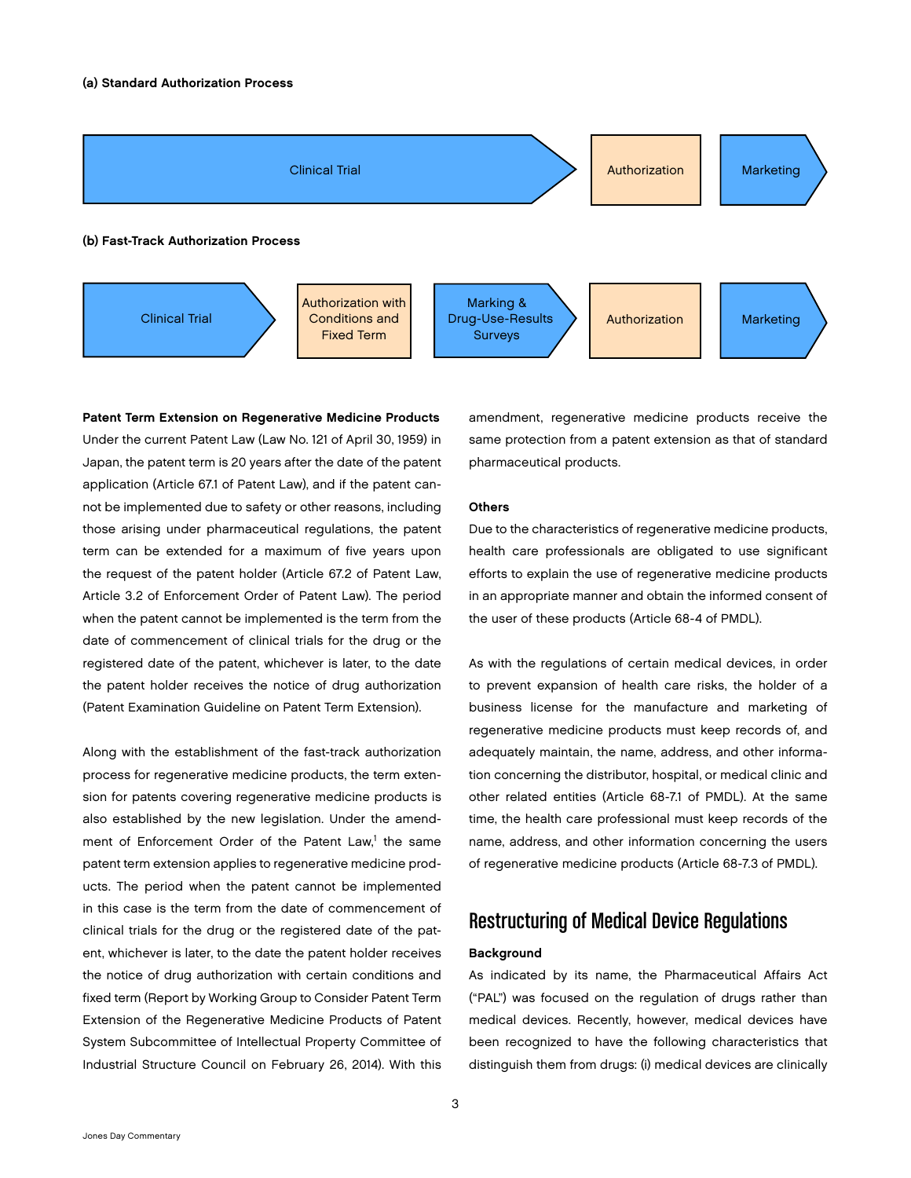**(a) Standard Authorization Process**

Clinical Trial → Authorization → Marketing

**(b) Fast-Track Authorization Process**

Clinical Trial → Authorization with Conditions and Fixed Term → Marking & Drug-Use-Results Surveys → Authorization → Marketing

**Patent Term Extension on Regenerative Medicine Products**

Under the current Patent Law (Law No. 121 of April 30, 1959) in Japan, the patent term is 20 years after the date of the patent application (Article 67.1 of Patent Law), and if the patent cannot be implemented due to safety or other reasons, including those arising under pharmaceutical regulations, the patent term can be extended for a maximum of five years upon the request of the patent holder (Article 67.2 of Patent Law, Article 3.2 of Enforcement Order of Patent Law). The period when the patent cannot be implemented is the term from the date of commencement of clinical trials for the drug or the registered date of the patent, whichever is later, to the date the patent holder receives the notice of drug authorization (Patent Examination Guideline on Patent Term Extension).

Along with the establishment of the fast-track authorization process for regenerative medicine products, the term extension for patents covering regenerative medicine products is also established by the new legislation. Under the amendment of Enforcement Order of the Patent Law,[1] the same patent term extension applies to regenerative medicine products. The period when the patent cannot be implemented in this case is the term from the date of commencement of clinical trials for the drug or the registered date of the patent, whichever is later, to the date the patent holder receives the notice of drug authorization with certain conditions and fixed term (Report by Working Group to Consider Patent Term Extension of the Regenerative Medicine Products of Patent System Subcommittee of Intellectual Property Committee of Industrial Structure Council on February 26, 2014). With this amendment, regenerative medicine products receive the same protection from a patent extension as that of standard pharmaceutical products.

**Others**

Due to the characteristics of regenerative medicine products, health care professionals are obligated to use significant efforts to explain the use of regenerative medicine products in an appropriate manner and obtain the informed consent of the user of these products (Article 68-4 of PMDL).

As with the regulations of certain medical devices, in order to prevent expansion of health care risks, the holder of a business license for the manufacture and marketing of regenerative medicine products must keep records of, and adequately maintain, the name, address, and other information concerning the distributor, hospital, or medical clinic and other related entities (Article 68-7.1 of PMDL). At the same time, the health care professional must keep records of the name, address, and other information concerning the users of regenerative medicine products (Article 68-7.3 of PMDL).

## Restructuring of Medical Device Regulations

**Background**

As indicated by its name, the Pharmaceutical Affairs Act ("PAL") was focused on the regulation of drugs rather than medical devices. Recently, however, medical devices have been recognized to have the following characteristics that distinguish them from drugs: (i) medical devices are clinically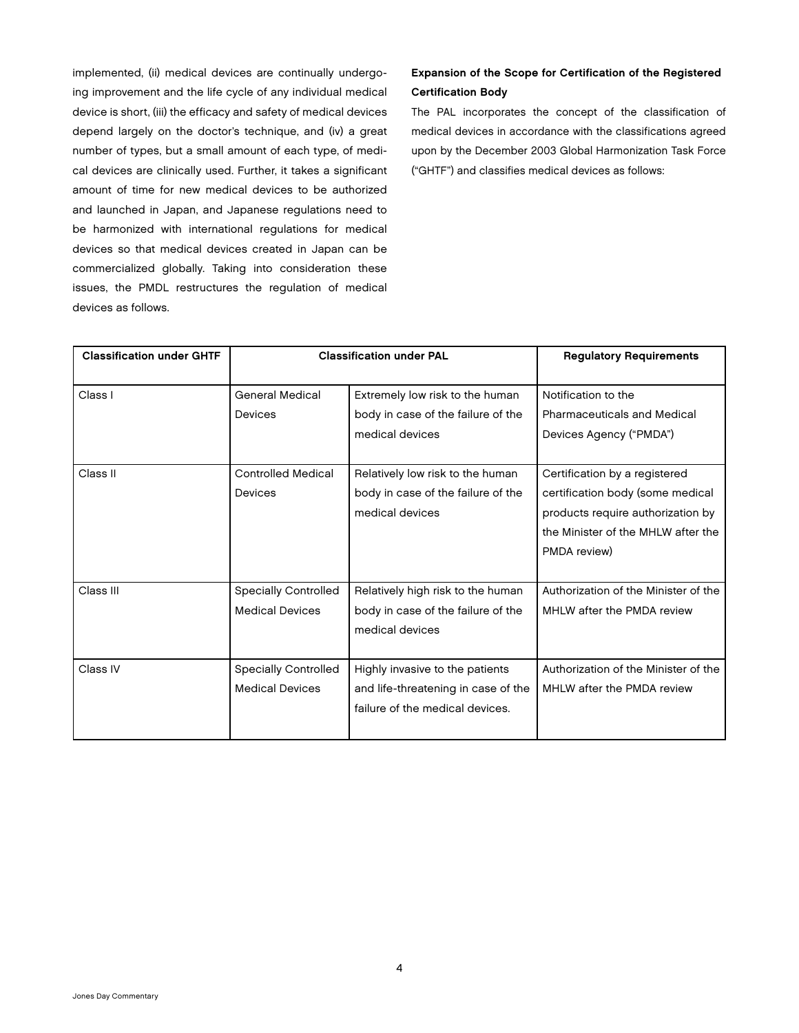implemented, (ii) medical devices are continually undergoing improvement and the life cycle of any individual medical device is short, (iii) the efficacy and safety of medical devices depend largely on the doctor's technique, and (iv) a great number of types, but a small amount of each type, of medical devices are clinically used. Further, it takes a significant amount of time for new medical devices to be authorized and launched in Japan, and Japanese regulations need to be harmonized with international regulations for medical devices so that medical devices created in Japan can be commercialized globally. Taking into consideration these issues, the PMDL restructures the regulation of medical devices as follows.

**Expansion of the Scope for Certification of the Registered Certification Body**

The PAL incorporates the concept of the classification of medical devices in accordance with the classifications agreed upon by the December 2003 Global Harmonization Task Force ("GHTF") and classifies medical devices as follows:

| Classification under GHTF | Classification under PAL | | Regulatory Requirements |
|---|---|---|---|
| Class I | General Medical Devices | Extremely low risk to the human body in case of the failure of the medical devices | Notification to the Pharmaceuticals and Medical Devices Agency ("PMDA") |
| Class II | Controlled Medical Devices | Relatively low risk to the human body in case of the failure of the medical devices | Certification by a registered certification body (some medical products require authorization by the Minister of the MHLW after the PMDA review) |
| Class III | Specially Controlled Medical Devices | Relatively high risk to the human body in case of the failure of the medical devices | Authorization of the Minister of the MHLW after the PMDA review |
| Class IV | Specially Controlled Medical Devices | Highly invasive to the patients and life-threatening in case of the failure of the medical devices. | Authorization of the Minister of the MHLW after the PMDA review |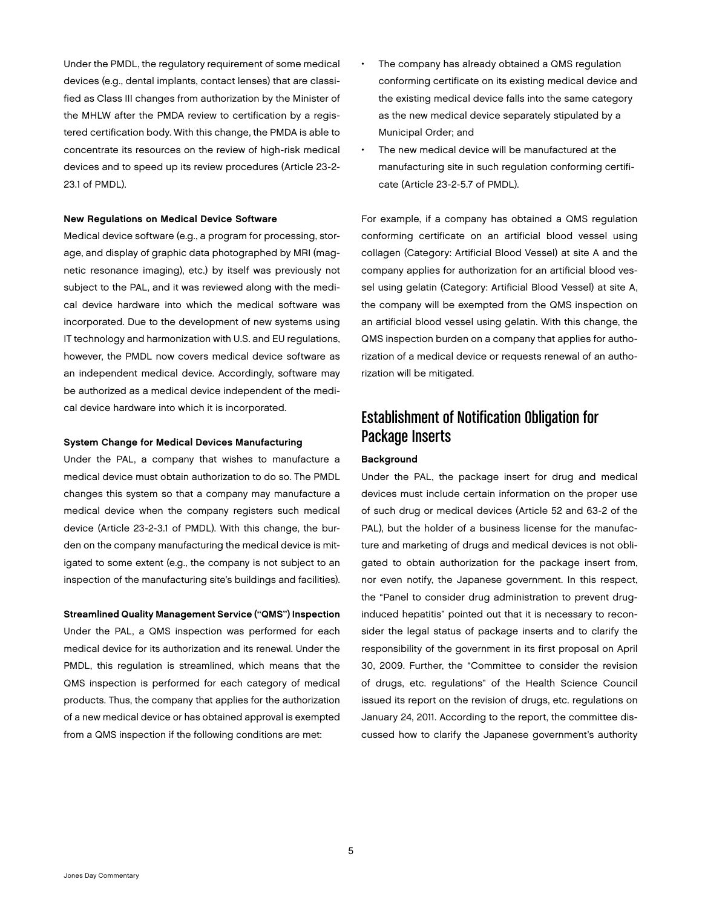Under the PMDL, the regulatory requirement of some medical devices (e.g., dental implants, contact lenses) that are classified as Class III changes from authorization by the Minister of the MHLW after the PMDA review to certification by a registered certification body. With this change, the PMDA is able to concentrate its resources on the review of high-risk medical devices and to speed up its review procedures (Article 23-2-23.1 of PMDL).

**New Regulations on Medical Device Software**

Medical device software (e.g., a program for processing, storage, and display of graphic data photographed by MRI (magnetic resonance imaging), etc.) by itself was previously not subject to the PAL, and it was reviewed along with the medical device hardware into which the medical software was incorporated. Due to the development of new systems using IT technology and harmonization with U.S. and EU regulations, however, the PMDL now covers medical device software as an independent medical device. Accordingly, software may be authorized as a medical device independent of the medical device hardware into which it is incorporated.

**System Change for Medical Devices Manufacturing**

Under the PAL, a company that wishes to manufacture a medical device must obtain authorization to do so. The PMDL changes this system so that a company may manufacture a medical device when the company registers such medical device (Article 23-2-3.1 of PMDL). With this change, the burden on the company manufacturing the medical device is mitigated to some extent (e.g., the company is not subject to an inspection of the manufacturing site's buildings and facilities).

**Streamlined Quality Management Service ("QMS") Inspection**

Under the PAL, a QMS inspection was performed for each medical device for its authorization and its renewal. Under the PMDL, this regulation is streamlined, which means that the QMS inspection is performed for each category of medical products. Thus, the company that applies for the authorization of a new medical device or has obtained approval is exempted from a QMS inspection if the following conditions are met:

- The company has already obtained a QMS regulation conforming certificate on its existing medical device and the existing medical device falls into the same category as the new medical device separately stipulated by a Municipal Order; and
- The new medical device will be manufactured at the manufacturing site in such regulation conforming certificate (Article 23-2-5.7 of PMDL).

For example, if a company has obtained a QMS regulation conforming certificate on an artificial blood vessel using collagen (Category: Artificial Blood Vessel) at site A and the company applies for authorization for an artificial blood vessel using gelatin (Category: Artificial Blood Vessel) at site A, the company will be exempted from the QMS inspection on an artificial blood vessel using gelatin. With this change, the QMS inspection burden on a company that applies for authorization of a medical device or requests renewal of an authorization will be mitigated.

## Establishment of Notification Obligation for Package Inserts

**Background**

Under the PAL, the package insert for drug and medical devices must include certain information on the proper use of such drug or medical devices (Article 52 and 63-2 of the PAL), but the holder of a business license for the manufacture and marketing of drugs and medical devices is not obligated to obtain authorization for the package insert from, nor even notify, the Japanese government. In this respect, the "Panel to consider drug administration to prevent drug-induced hepatitis" pointed out that it is necessary to reconsider the legal status of package inserts and to clarify the responsibility of the government in its first proposal on April 30, 2009. Further, the "Committee to consider the revision of drugs, etc. regulations" of the Health Science Council issued its report on the revision of drugs, etc. regulations on January 24, 2011. According to the report, the committee discussed how to clarify the Japanese government's authority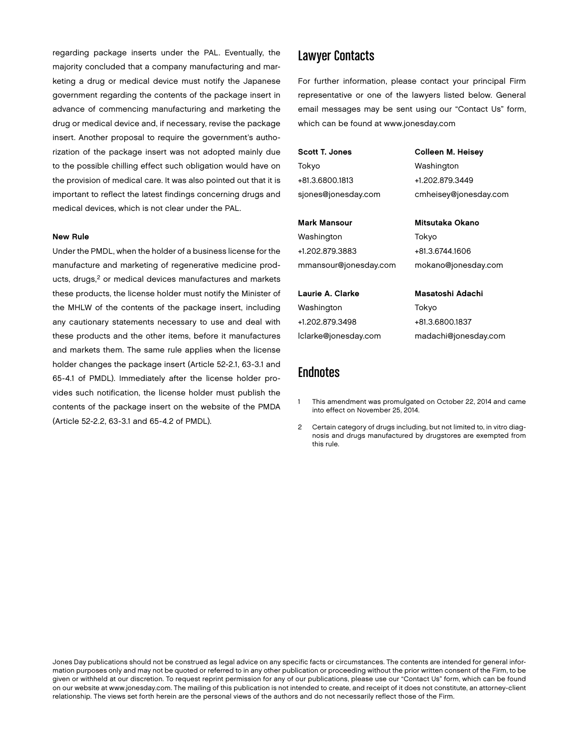regarding package inserts under the PAL. Eventually, the majority concluded that a company manufacturing and marketing a drug or medical device must notify the Japanese government regarding the contents of the package insert in advance of commencing manufacturing and marketing the drug or medical device and, if necessary, revise the package insert. Another proposal to require the government's authorization of the package insert was not adopted mainly due to the possible chilling effect such obligation would have on the provision of medical care. It was also pointed out that it is important to reflect the latest findings concerning drugs and medical devices, which is not clear under the PAL.

**New Rule**

Under the PMDL, when the holder of a business license for the manufacture and marketing of regenerative medicine products, drugs,[2] or medical devices manufactures and markets these products, the license holder must notify the Minister of the MHLW of the contents of the package insert, including any cautionary statements necessary to use and deal with these products and the other items, before it manufactures and markets them. The same rule applies when the license holder changes the package insert (Article 52-2.1, 63-3.1 and 65-4.1 of PMDL). Immediately after the license holder provides such notification, the license holder must publish the contents of the package insert on the website of the PMDA (Article 52-2.2, 63-3.1 and 65-4.2 of PMDL).

## Lawyer Contacts

For further information, please contact your principal Firm representative or one of the lawyers listed below. General email messages may be sent using our "Contact Us" form, which can be found at www.jonesday.com

**Scott T. Jones**
Tokyo
+81.3.6800.1813
sjones@jonesday.com

**Colleen M. Heisey**
Washington
+1.202.879.3449
cmheisey@jonesday.com

**Mark Mansour**
Washington
+1.202.879.3883
mmansour@jonesday.com

**Mitsutaka Okano**
Tokyo
+81.3.6744.1606
mokano@jonesday.com

**Laurie A. Clarke**
Washington
+1.202.879.3498
lclarke@jonesday.com

**Masatoshi Adachi**
Tokyo
+81.3.6800.1837
madachi@jonesday.com

## Endnotes

1 This amendment was promulgated on October 22, 2014 and came into effect on November 25, 2014.

2 Certain category of drugs including, but not limited to, in vitro diagnosis and drugs manufactured by drugstores are exempted from this rule.

Jones Day publications should not be construed as legal advice on any specific facts or circumstances. The contents are intended for general information purposes only and may not be quoted or referred to in any other publication or proceeding without the prior written consent of the Firm, to be given or withheld at our discretion. To request reprint permission for any of our publications, please use our "Contact Us" form, which can be found on our website at www.jonesday.com. The mailing of this publication is not intended to create, and receipt of it does not constitute, an attorney-client relationship. The views set forth herein are the personal views of the authors and do not necessarily reflect those of the Firm.